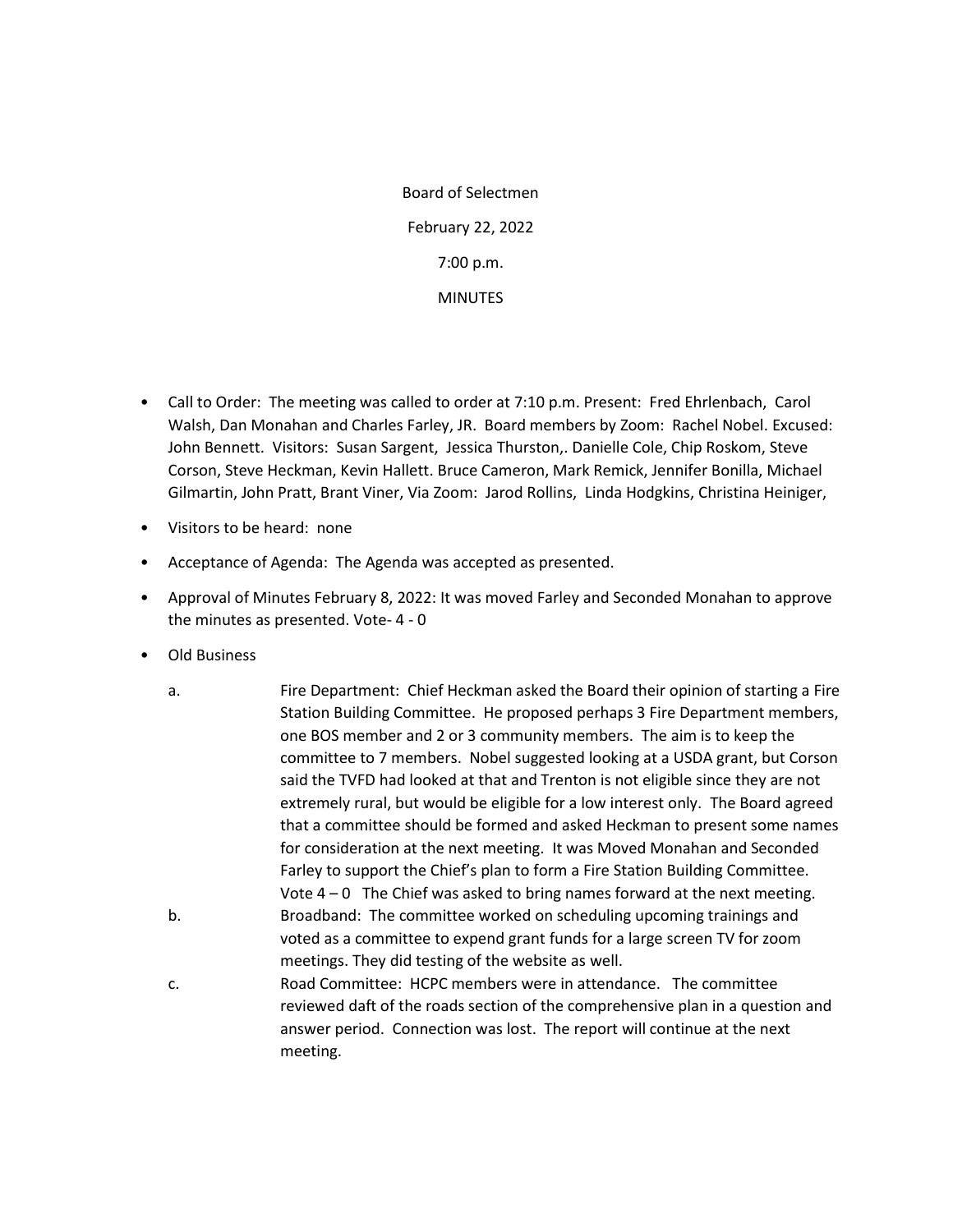Board of Selectmen

February 22, 2022

7:00 p.m.

MINUTES

- Call to Order: The meeting was called to order at 7:10 p.m. Present: Fred Ehrlenbach, Carol Walsh, Dan Monahan and Charles Farley, JR. Board members by Zoom: Rachel Nobel. Excused: John Bennett. Visitors: Susan Sargent, Jessica Thurston,. Danielle Cole, Chip Roskom, Steve Corson, Steve Heckman, Kevin Hallett. Bruce Cameron, Mark Remick, Jennifer Bonilla, Michael Gilmartin, John Pratt, Brant Viner, Via Zoom: Jarod Rollins, Linda Hodgkins, Christina Heiniger,
- Visitors to be heard: none
- Acceptance of Agenda: The Agenda was accepted as presented.
- Approval of Minutes February 8, 2022: It was moved Farley and Seconded Monahan to approve the minutes as presented. Vote- 4 - 0
- Old Business

  a. Fire Department: Chief Heckman asked the Board their opinion of starting a Fire Station Building Committee. He proposed perhaps 3 Fire Department members, one BOS member and 2 or 3 community members. The aim is to keep the committee to 7 members. Nobel suggested looking at a USDA grant, but Corson said the TVFD had looked at that and Trenton is not eligible since they are not extremely rural, but would be eligible for a low interest only. The Board agreed that a committee should be formed and asked Heckman to present some names for consideration at the next meeting. It was Moved Monahan and Seconded Farley to support the Chief's plan to form a Fire Station Building Committee. Vote 4 – 0 The Chief was asked to bring names forward at the next meeting.

  b. Broadband: The committee worked on scheduling upcoming trainings and voted as a committee to expend grant funds for a large screen TV for zoom meetings. They did testing of the website as well.

  c. Road Committee: HCPC members were in attendance. The committee reviewed daft of the roads section of the comprehensive plan in a question and answer period. Connection was lost. The report will continue at the next meeting.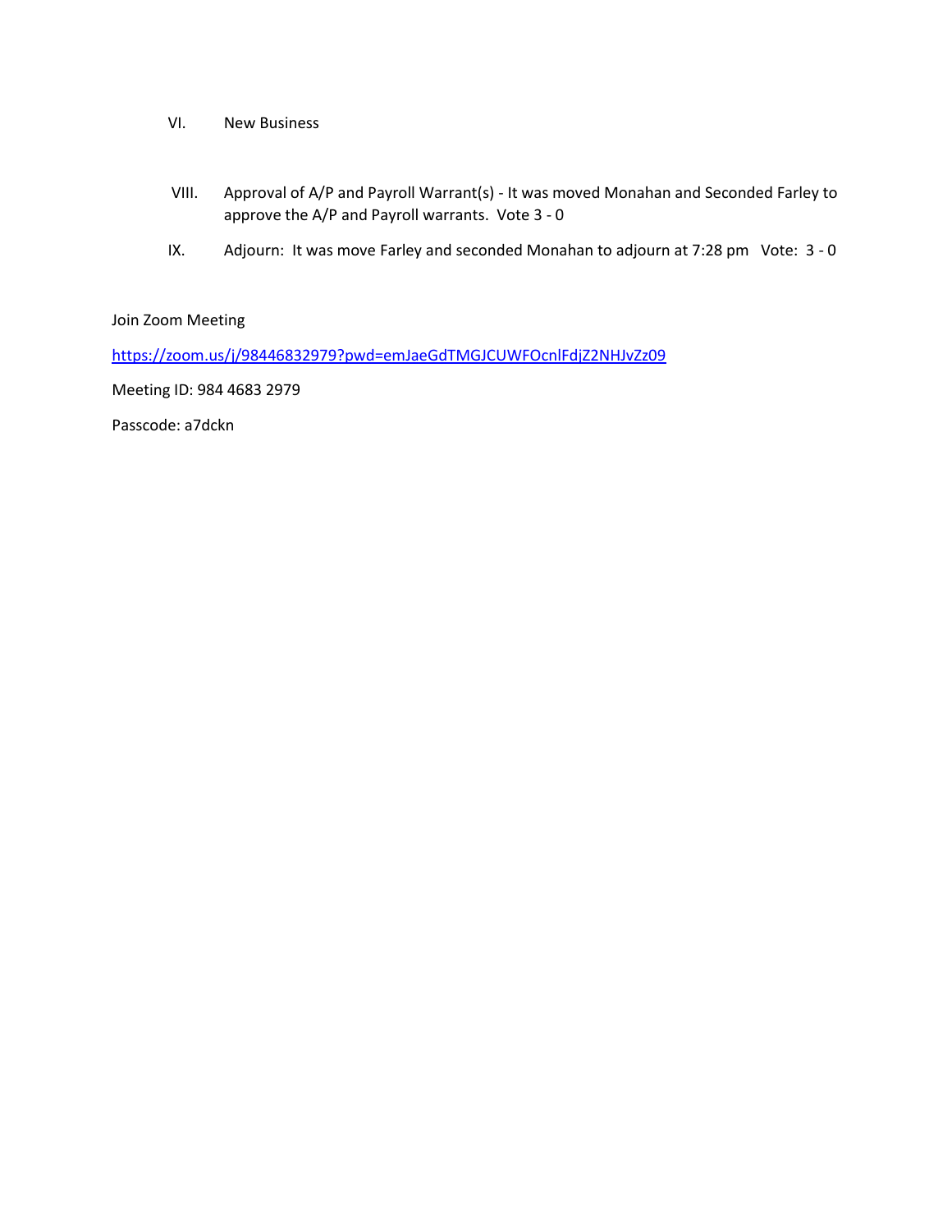VI. New Business

VIII. Approval of A/P and Payroll Warrant(s) - It was moved Monahan and Seconded Farley to approve the A/P and Payroll warrants. Vote 3 - 0

IX. Adjourn: It was move Farley and seconded Monahan to adjourn at 7:28 pm Vote: 3 - 0

Join Zoom Meeting

https://zoom.us/j/98446832979?pwd=emJaeGdTMGJCUWFOcnlFdjZ2NHJvZz09

Meeting ID: 984 4683 2979

Passcode: a7dckn